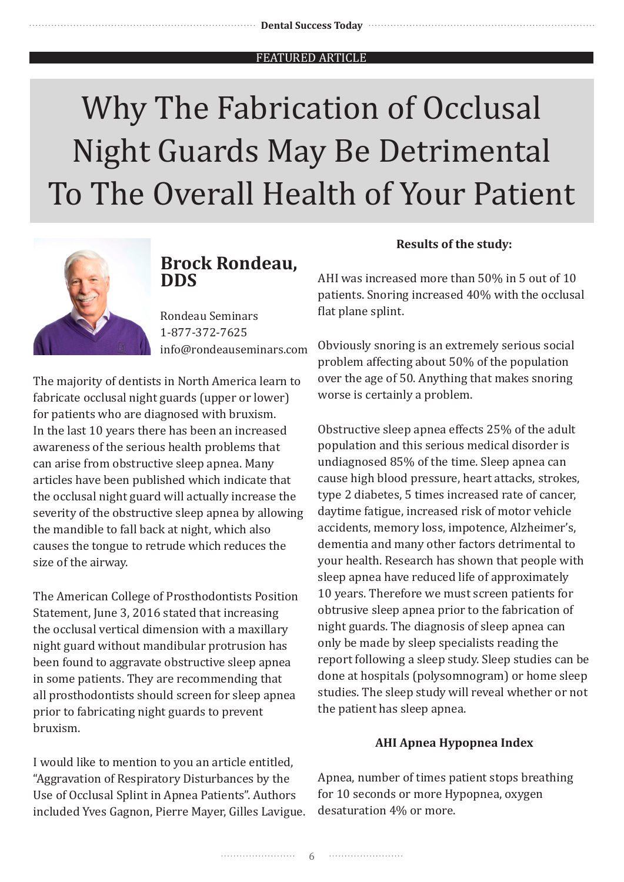FEATURED ARTICLE

# Why The Fabrication of Occlusal Night Guards May Be Detrimental To The Overall Health of Your Patient

## Brock Rondeau, DDS

Rondeau Seminars
1-877-372-7625
info@rondeauseminars.com

The majority of dentists in North America learn to fabricate occlusal night guards (upper or lower) for patients who are diagnosed with bruxism. In the last 10 years there has been an increased awareness of the serious health problems that can arise from obstructive sleep apnea. Many articles have been published which indicate that the occlusal night guard will actually increase the severity of the obstructive sleep apnea by allowing the mandible to fall back at night, which also causes the tongue to retrude which reduces the size of the airway.

The American College of Prosthodontists Position Statement, June 3, 2016 stated that increasing the occlusal vertical dimension with a maxillary night guard without mandibular protrusion has been found to aggravate obstructive sleep apnea in some patients. They are recommending that all prosthodontists should screen for sleep apnea prior to fabricating night guards to prevent bruxism.

I would like to mention to you an article entitled, “Aggravation of Respiratory Disturbances by the Use of Occlusal Splint in Apnea Patients”. Authors included Yves Gagnon, Pierre Mayer, Gilles Lavigue.

**Results of the study:**

AHI was increased more than 50% in 5 out of 10 patients. Snoring increased 40% with the occlusal flat plane splint.

Obviously snoring is an extremely serious social problem affecting about 50% of the population over the age of 50. Anything that makes snoring worse is certainly a problem.

Obstructive sleep apnea effects 25% of the adult population and this serious medical disorder is undiagnosed 85% of the time. Sleep apnea can cause high blood pressure, heart attacks, strokes, type 2 diabetes, 5 times increased rate of cancer, daytime fatigue, increased risk of motor vehicle accidents, memory loss, impotence, Alzheimer’s, dementia and many other factors detrimental to your health. Research has shown that people with sleep apnea have reduced life of approximately 10 years. Therefore we must screen patients for obtrusive sleep apnea prior to the fabrication of night guards. The diagnosis of sleep apnea can only be made by sleep specialists reading the report following a sleep study. Sleep studies can be done at hospitals (polysomnogram) or home sleep studies. The sleep study will reveal whether or not the patient has sleep apnea.

**AHI Apnea Hypopnea Index**

Apnea, number of times patient stops breathing for 10 seconds or more Hypopnea, oxygen desaturation 4% or more.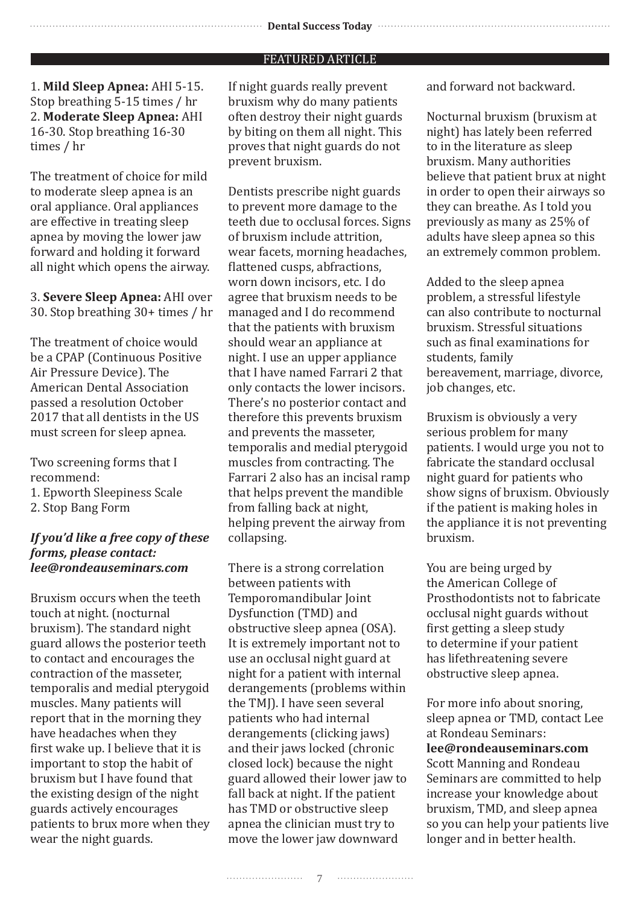FEATURED ARTICLE

1. **Mild Sleep Apnea:** AHI 5-15. Stop breathing 5-15 times / hr
2. **Moderate Sleep Apnea:** AHI 16-30. Stop breathing 16-30 times / hr

The treatment of choice for mild to moderate sleep apnea is an oral appliance. Oral appliances are effective in treating sleep apnea by moving the lower jaw forward and holding it forward all night which opens the airway.

3. **Severe Sleep Apnea:** AHI over 30. Stop breathing 30+ times / hr

The treatment of choice would be a CPAP (Continuous Positive Air Pressure Device). The American Dental Association passed a resolution October 2017 that all dentists in the US must screen for sleep apnea.

Two screening forms that I recommend:
1. Epworth Sleepiness Scale
2. Stop Bang Form

***If you'd like a free copy of these forms, please contact: lee@rondeauseminars.com***

Bruxism occurs when the teeth touch at night. (nocturnal bruxism). The standard night guard allows the posterior teeth to contact and encourages the contraction of the masseter, temporalis and medial pterygoid muscles. Many patients will report that in the morning they have headaches when they first wake up. I believe that it is important to stop the habit of bruxism but I have found that the existing design of the night guards actively encourages patients to brux more when they wear the night guards.

If night guards really prevent bruxism why do many patients often destroy their night guards by biting on them all night. This proves that night guards do not prevent bruxism.

Dentists prescribe night guards to prevent more damage to the teeth due to occlusal forces. Signs of bruxism include attrition, wear facets, morning headaches, flattened cusps, abfractions, worn down incisors, etc. I do agree that bruxism needs to be managed and I do recommend that the patients with bruxism should wear an appliance at night. I use an upper appliance that I have named Farrari 2 that only contacts the lower incisors. There's no posterior contact and therefore this prevents bruxism and prevents the masseter, temporalis and medial pterygoid muscles from contracting. The Farrari 2 also has an incisal ramp that helps prevent the mandible from falling back at night, helping prevent the airway from collapsing.

There is a strong correlation between patients with Temporomandibular Joint Dysfunction (TMD) and obstructive sleep apnea (OSA). It is extremely important not to use an occlusal night guard at night for a patient with internal derangements (problems within the TMJ). I have seen several patients who had internal derangements (clicking jaws) and their jaws locked (chronic closed lock) because the night guard allowed their lower jaw to fall back at night. If the patient has TMD or obstructive sleep apnea the clinician must try to move the lower jaw downward and forward not backward.

Nocturnal bruxism (bruxism at night) has lately been referred to in the literature as sleep bruxism. Many authorities believe that patient brux at night in order to open their airways so they can breathe. As I told you previously as many as 25% of adults have sleep apnea so this an extremely common problem.

Added to the sleep apnea problem, a stressful lifestyle can also contribute to nocturnal bruxism. Stressful situations such as final examinations for students, family bereavement, marriage, divorce, job changes, etc.

Bruxism is obviously a very serious problem for many patients. I would urge you not to fabricate the standard occlusal night guard for patients who show signs of bruxism. Obviously if the patient is making holes in the appliance it is not preventing bruxism.

You are being urged by the American College of Prosthodontists not to fabricate occlusal night guards without first getting a sleep study to determine if your patient has lifethreatening severe obstructive sleep apnea.

For more info about snoring, sleep apnea or TMD, contact Lee at Rondeau Seminars:
**lee@rondeauseminars.com**
Scott Manning and Rondeau Seminars are committed to help increase your knowledge about bruxism, TMD, and sleep apnea so you can help your patients live longer and in better health.